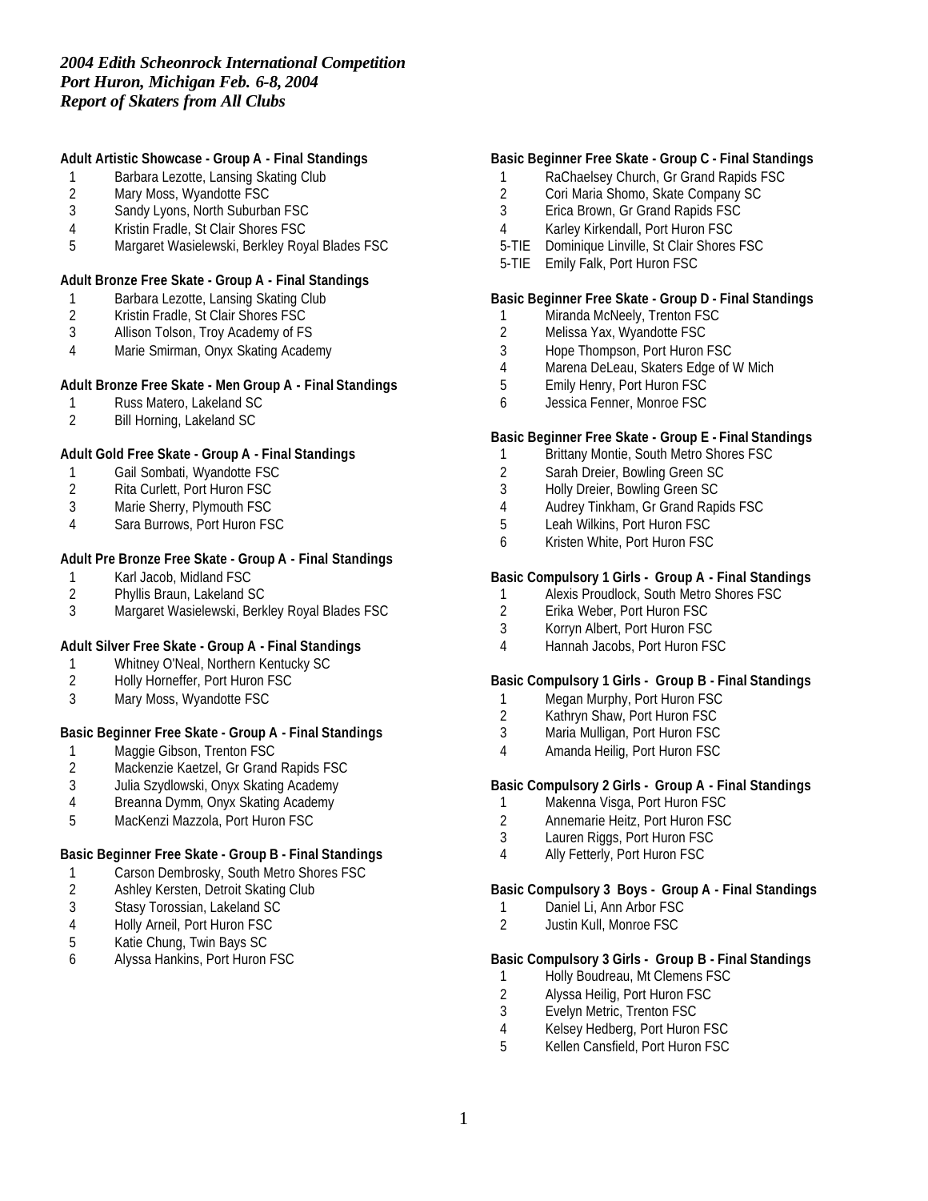*2004 Edith Scheonrock International Competition*
*Port Huron, Michigan Feb. 6-8, 2004*
*Report of Skaters from All Clubs*

**Adult Artistic Showcase - Group A - Final Standings**

1 Barbara Lezotte, Lansing Skating Club
2 Mary Moss, Wyandotte FSC
3 Sandy Lyons, North Suburban FSC
4 Kristin Fradle, St Clair Shores FSC
5 Margaret Wasielewski, Berkley Royal Blades FSC

**Adult Bronze Free Skate - Group A - Final Standings**

1 Barbara Lezotte, Lansing Skating Club
2 Kristin Fradle, St Clair Shores FSC
3 Allison Tolson, Troy Academy of FS
4 Marie Smirman, Onyx Skating Academy

**Adult Bronze Free Skate - Men Group A - Final Standings**

1 Russ Matero, Lakeland SC
2 Bill Horning, Lakeland SC

**Adult Gold Free Skate - Group A - Final Standings**

1 Gail Sombati, Wyandotte FSC
2 Rita Curlett, Port Huron FSC
3 Marie Sherry, Plymouth FSC
4 Sara Burrows, Port Huron FSC

**Adult Pre Bronze Free Skate - Group A - Final Standings**

1 Karl Jacob, Midland FSC
2 Phyllis Braun, Lakeland SC
3 Margaret Wasielewski, Berkley Royal Blades FSC

**Adult Silver Free Skate - Group A - Final Standings**

1 Whitney O'Neal, Northern Kentucky SC
2 Holly Horneffer, Port Huron FSC
3 Mary Moss, Wyandotte FSC

**Basic Beginner Free Skate - Group A - Final Standings**

1 Maggie Gibson, Trenton FSC
2 Mackenzie Kaetzel, Gr Grand Rapids FSC
3 Julia Szydlowski, Onyx Skating Academy
4 Breanna Dymm, Onyx Skating Academy
5 MacKenzi Mazzola, Port Huron FSC

**Basic Beginner Free Skate - Group B - Final Standings**

1 Carson Dembrosky, South Metro Shores FSC
2 Ashley Kersten, Detroit Skating Club
3 Stasy Torossian, Lakeland SC
4 Holly Arneil, Port Huron FSC
5 Katie Chung, Twin Bays SC
6 Alyssa Hankins, Port Huron FSC

**Basic Beginner Free Skate - Group C - Final Standings**

1 RaChaelsey Church, Gr Grand Rapids FSC
2 Cori Maria Shomo, Skate Company SC
3 Erica Brown, Gr Grand Rapids FSC
4 Karley Kirkendall, Port Huron FSC
5-TIE Dominique Linville, St Clair Shores FSC
5-TIE Emily Falk, Port Huron FSC

**Basic Beginner Free Skate - Group D - Final Standings**

1 Miranda McNeely, Trenton FSC
2 Melissa Yax, Wyandotte FSC
3 Hope Thompson, Port Huron FSC
4 Marena DeLeau, Skaters Edge of W Mich
5 Emily Henry, Port Huron FSC
6 Jessica Fenner, Monroe FSC

**Basic Beginner Free Skate - Group E - Final Standings**

1 Brittany Montie, South Metro Shores FSC
2 Sarah Dreier, Bowling Green SC
3 Holly Dreier, Bowling Green SC
4 Audrey Tinkham, Gr Grand Rapids FSC
5 Leah Wilkins, Port Huron FSC
6 Kristen White, Port Huron FSC

**Basic Compulsory 1 Girls - Group A - Final Standings**

1 Alexis Proudlock, South Metro Shores FSC
2 Erika Weber, Port Huron FSC
3 Korryn Albert, Port Huron FSC
4 Hannah Jacobs, Port Huron FSC

**Basic Compulsory 1 Girls - Group B - Final Standings**

1 Megan Murphy, Port Huron FSC
2 Kathryn Shaw, Port Huron FSC
3 Maria Mulligan, Port Huron FSC
4 Amanda Heilig, Port Huron FSC

**Basic Compulsory 2 Girls - Group A - Final Standings**

1 Makenna Visga, Port Huron FSC
2 Annemarie Heitz, Port Huron FSC
3 Lauren Riggs, Port Huron FSC
4 Ally Fetterly, Port Huron FSC

**Basic Compulsory 3 Boys - Group A - Final Standings**

1 Daniel Li, Ann Arbor FSC
2 Justin Kull, Monroe FSC

**Basic Compulsory 3 Girls - Group B - Final Standings**

1 Holly Boudreau, Mt Clemens FSC
2 Alyssa Heilig, Port Huron FSC
3 Evelyn Metric, Trenton FSC
4 Kelsey Hedberg, Port Huron FSC
5 Kellen Cansfield, Port Huron FSC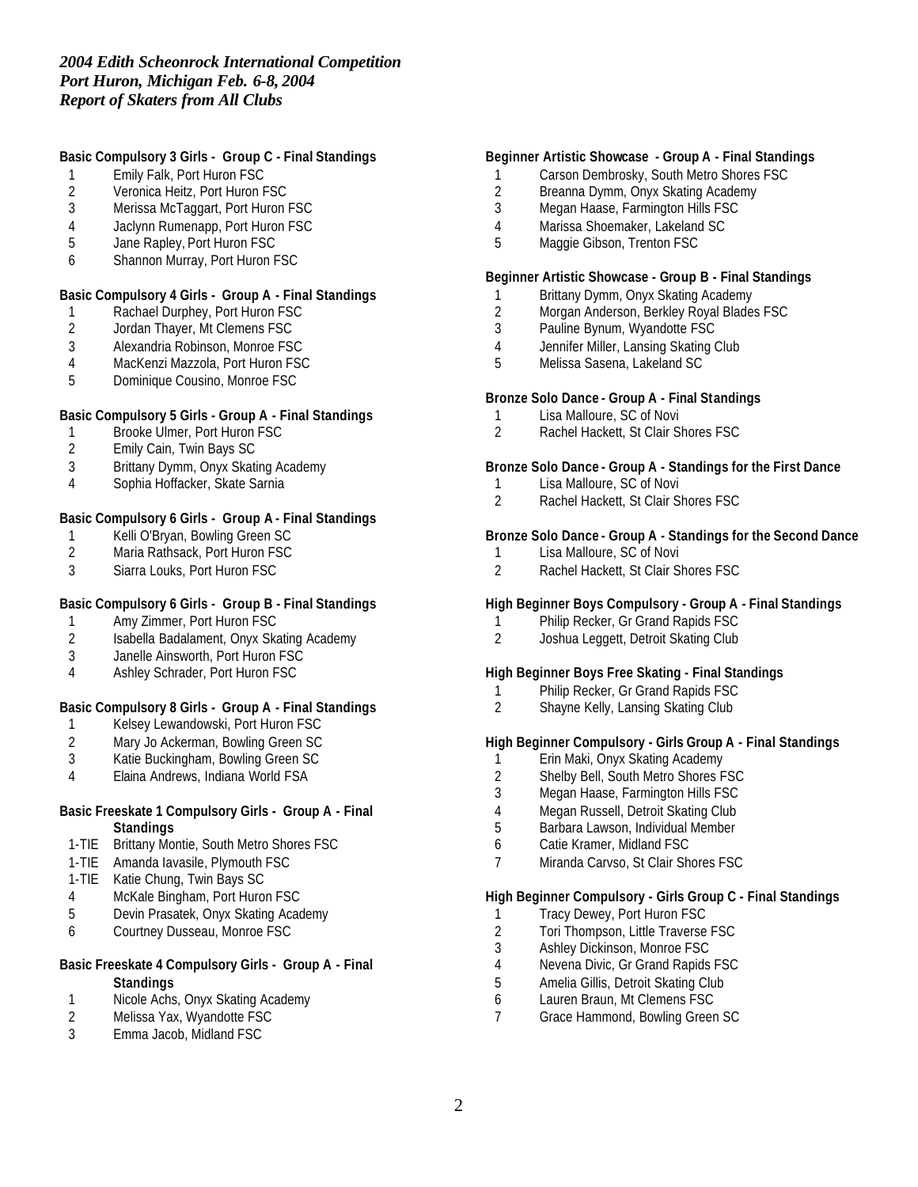*2004 Edith Scheonrock International Competition*
*Port Huron, Michigan Feb. 6-8, 2004*
*Report of Skaters from All Clubs*

**Basic Compulsory 3 Girls - Group C - Final Standings**

1 Emily Falk, Port Huron FSC
2 Veronica Heitz, Port Huron FSC
3 Merissa McTaggart, Port Huron FSC
4 Jaclynn Rumenapp, Port Huron FSC
5 Jane Rapley, Port Huron FSC
6 Shannon Murray, Port Huron FSC

**Basic Compulsory 4 Girls - Group A - Final Standings**

1 Rachael Durphey, Port Huron FSC
2 Jordan Thayer, Mt Clemens FSC
3 Alexandria Robinson, Monroe FSC
4 MacKenzi Mazzola, Port Huron FSC
5 Dominique Cousino, Monroe FSC

**Basic Compulsory 5 Girls - Group A - Final Standings**

1 Brooke Ulmer, Port Huron FSC
2 Emily Cain, Twin Bays SC
3 Brittany Dymm, Onyx Skating Academy
4 Sophia Hoffacker, Skate Sarnia

**Basic Compulsory 6 Girls - Group A - Final Standings**

1 Kelli O'Bryan, Bowling Green SC
2 Maria Rathsack, Port Huron FSC
3 Siarra Louks, Port Huron FSC

**Basic Compulsory 6 Girls - Group B - Final Standings**

1 Amy Zimmer, Port Huron FSC
2 Isabella Badalament, Onyx Skating Academy
3 Janelle Ainsworth, Port Huron FSC
4 Ashley Schrader, Port Huron FSC

**Basic Compulsory 8 Girls - Group A - Final Standings**

1 Kelsey Lewandowski, Port Huron FSC
2 Mary Jo Ackerman, Bowling Green SC
3 Katie Buckingham, Bowling Green SC
4 Elaina Andrews, Indiana World FSA

**Basic Freeskate 1 Compulsory Girls - Group A - Final Standings**

1-TIE Brittany Montie, South Metro Shores FSC
1-TIE Amanda Iavasile, Plymouth FSC
1-TIE Katie Chung, Twin Bays SC
4 McKale Bingham, Port Huron FSC
5 Devin Prasatek, Onyx Skating Academy
6 Courtney Dusseau, Monroe FSC

**Basic Freeskate 4 Compulsory Girls - Group A - Final Standings**

1 Nicole Achs, Onyx Skating Academy
2 Melissa Yax, Wyandotte FSC
3 Emma Jacob, Midland FSC

**Beginner Artistic Showcase - Group A - Final Standings**

1 Carson Dembrosky, South Metro Shores FSC
2 Breanna Dymm, Onyx Skating Academy
3 Megan Haase, Farmington Hills FSC
4 Marissa Shoemaker, Lakeland SC
5 Maggie Gibson, Trenton FSC

**Beginner Artistic Showcase - Group B - Final Standings**

1 Brittany Dymm, Onyx Skating Academy
2 Morgan Anderson, Berkley Royal Blades FSC
3 Pauline Bynum, Wyandotte FSC
4 Jennifer Miller, Lansing Skating Club
5 Melissa Sasena, Lakeland SC

**Bronze Solo Dance - Group A - Final Standings**

1 Lisa Malloure, SC of Novi
2 Rachel Hackett, St Clair Shores FSC

**Bronze Solo Dance - Group A - Standings for the First Dance**

1 Lisa Malloure, SC of Novi
2 Rachel Hackett, St Clair Shores FSC

**Bronze Solo Dance - Group A - Standings for the Second Dance**

1 Lisa Malloure, SC of Novi
2 Rachel Hackett, St Clair Shores FSC

**High Beginner Boys Compulsory - Group A - Final Standings**

1 Philip Recker, Gr Grand Rapids FSC
2 Joshua Leggett, Detroit Skating Club

**High Beginner Boys Free Skating - Final Standings**

1 Philip Recker, Gr Grand Rapids FSC
2 Shayne Kelly, Lansing Skating Club

**High Beginner Compulsory - Girls Group A - Final Standings**

1 Erin Maki, Onyx Skating Academy
2 Shelby Bell, South Metro Shores FSC
3 Megan Haase, Farmington Hills FSC
4 Megan Russell, Detroit Skating Club
5 Barbara Lawson, Individual Member
6 Catie Kramer, Midland FSC
7 Miranda Carvso, St Clair Shores FSC

**High Beginner Compulsory - Girls Group C - Final Standings**

1 Tracy Dewey, Port Huron FSC
2 Tori Thompson, Little Traverse FSC
3 Ashley Dickinson, Monroe FSC
4 Nevena Divic, Gr Grand Rapids FSC
5 Amelia Gillis, Detroit Skating Club
6 Lauren Braun, Mt Clemens FSC
7 Grace Hammond, Bowling Green SC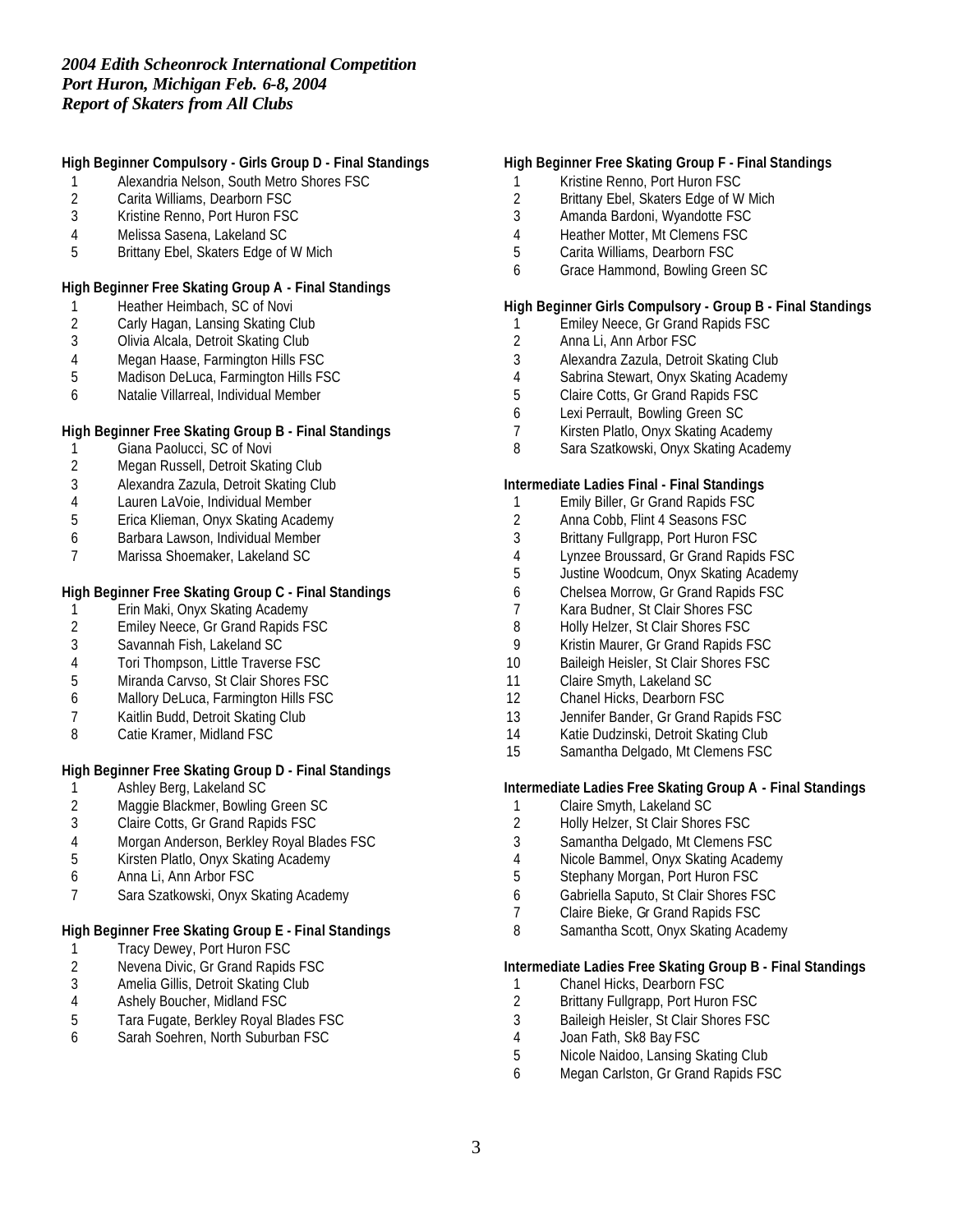*2004 Edith Scheonrock International Competition*
*Port Huron, Michigan Feb. 6-8, 2004*
*Report of Skaters from All Clubs*

**High Beginner Compulsory - Girls Group D - Final Standings**

1. Alexandria Nelson, South Metro Shores FSC
2. Carita Williams, Dearborn FSC
3. Kristine Renno, Port Huron FSC
4. Melissa Sasena, Lakeland SC
5. Brittany Ebel, Skaters Edge of W Mich

**High Beginner Free Skating Group A - Final Standings**

1. Heather Heimbach, SC of Novi
2. Carly Hagan, Lansing Skating Club
3. Olivia Alcala, Detroit Skating Club
4. Megan Haase, Farmington Hills FSC
5. Madison DeLuca, Farmington Hills FSC
6. Natalie Villarreal, Individual Member

**High Beginner Free Skating Group B - Final Standings**

1. Giana Paolucci, SC of Novi
2. Megan Russell, Detroit Skating Club
3. Alexandra Zazula, Detroit Skating Club
4. Lauren LaVoie, Individual Member
5. Erica Klieman, Onyx Skating Academy
6. Barbara Lawson, Individual Member
7. Marissa Shoemaker, Lakeland SC

**High Beginner Free Skating Group C - Final Standings**

1. Erin Maki, Onyx Skating Academy
2. Emiley Neece, Gr Grand Rapids FSC
3. Savannah Fish, Lakeland SC
4. Tori Thompson, Little Traverse FSC
5. Miranda Carvso, St Clair Shores FSC
6. Mallory DeLuca, Farmington Hills FSC
7. Kaitlin Budd, Detroit Skating Club
8. Catie Kramer, Midland FSC

**High Beginner Free Skating Group D - Final Standings**

1. Ashley Berg, Lakeland SC
2. Maggie Blackmer, Bowling Green SC
3. Claire Cotts, Gr Grand Rapids FSC
4. Morgan Anderson, Berkley Royal Blades FSC
5. Kirsten Platlo, Onyx Skating Academy
6. Anna Li, Ann Arbor FSC
7. Sara Szatkowski, Onyx Skating Academy

**High Beginner Free Skating Group E - Final Standings**

1. Tracy Dewey, Port Huron FSC
2. Nevena Divic, Gr Grand Rapids FSC
3. Amelia Gillis, Detroit Skating Club
4. Ashely Boucher, Midland FSC
5. Tara Fugate, Berkley Royal Blades FSC
6. Sarah Soehren, North Suburban FSC

**High Beginner Free Skating Group F - Final Standings**

1. Kristine Renno, Port Huron FSC
2. Brittany Ebel, Skaters Edge of W Mich
3. Amanda Bardoni, Wyandotte FSC
4. Heather Motter, Mt Clemens FSC
5. Carita Williams, Dearborn FSC
6. Grace Hammond, Bowling Green SC

**High Beginner Girls Compulsory - Group B - Final Standings**

1. Emiley Neece, Gr Grand Rapids FSC
2. Anna Li, Ann Arbor FSC
3. Alexandra Zazula, Detroit Skating Club
4. Sabrina Stewart, Onyx Skating Academy
5. Claire Cotts, Gr Grand Rapids FSC
6. Lexi Perrault, Bowling Green SC
7. Kirsten Platlo, Onyx Skating Academy
8. Sara Szatkowski, Onyx Skating Academy

**Intermediate Ladies Final - Final Standings**

1. Emily Biller, Gr Grand Rapids FSC
2. Anna Cobb, Flint 4 Seasons FSC
3. Brittany Fullgrapp, Port Huron FSC
4. Lynzee Broussard, Gr Grand Rapids FSC
5. Justine Woodcum, Onyx Skating Academy
6. Chelsea Morrow, Gr Grand Rapids FSC
7. Kara Budner, St Clair Shores FSC
8. Holly Helzer, St Clair Shores FSC
9. Kristin Maurer, Gr Grand Rapids FSC
10. Baileigh Heisler, St Clair Shores FSC
11. Claire Smyth, Lakeland SC
12. Chanel Hicks, Dearborn FSC
13. Jennifer Bander, Gr Grand Rapids FSC
14. Katie Dudzinski, Detroit Skating Club
15. Samantha Delgado, Mt Clemens FSC

**Intermediate Ladies Free Skating Group A - Final Standings**

1. Claire Smyth, Lakeland SC
2. Holly Helzer, St Clair Shores FSC
3. Samantha Delgado, Mt Clemens FSC
4. Nicole Bammel, Onyx Skating Academy
5. Stephany Morgan, Port Huron FSC
6. Gabriella Saputo, St Clair Shores FSC
7. Claire Bieke, Gr Grand Rapids FSC
8. Samantha Scott, Onyx Skating Academy

**Intermediate Ladies Free Skating Group B - Final Standings**

1. Chanel Hicks, Dearborn FSC
2. Brittany Fullgrapp, Port Huron FSC
3. Baileigh Heisler, St Clair Shores FSC
4. Joan Fath, Sk8 Bay FSC
5. Nicole Naidoo, Lansing Skating Club
6. Megan Carlston, Gr Grand Rapids FSC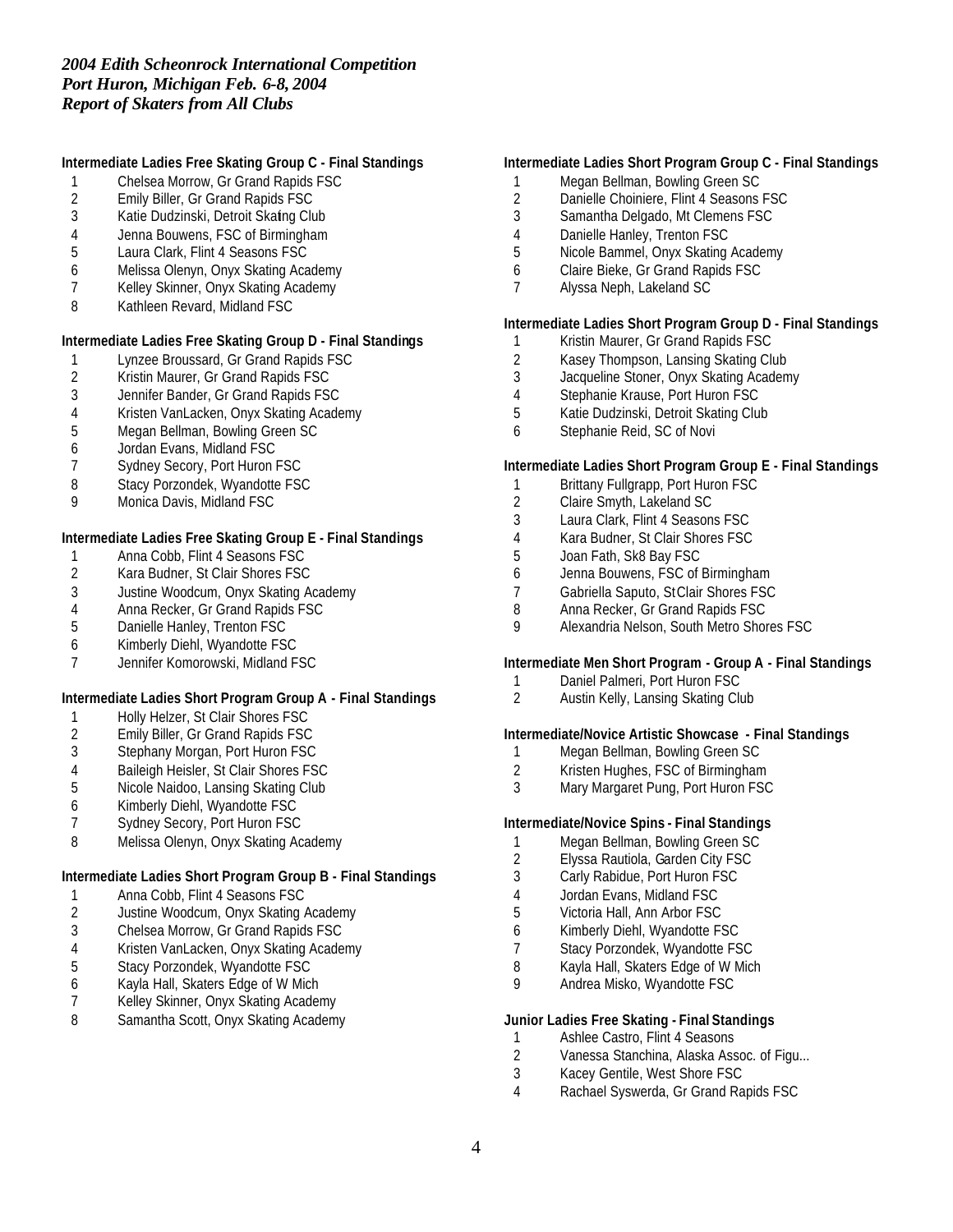*2004 Edith Scheonrock International Competition*
*Port Huron, Michigan Feb. 6-8, 2004*
*Report of Skaters from All Clubs*

**Intermediate Ladies Free Skating Group C - Final Standings**

1 Chelsea Morrow, Gr Grand Rapids FSC
2 Emily Biller, Gr Grand Rapids FSC
3 Katie Dudzinski, Detroit Skating Club
4 Jenna Bouwens, FSC of Birmingham
5 Laura Clark, Flint 4 Seasons FSC
6 Melissa Olenyn, Onyx Skating Academy
7 Kelley Skinner, Onyx Skating Academy
8 Kathleen Revard, Midland FSC

**Intermediate Ladies Free Skating Group D - Final Standings**

1 Lynzee Broussard, Gr Grand Rapids FSC
2 Kristin Maurer, Gr Grand Rapids FSC
3 Jennifer Bander, Gr Grand Rapids FSC
4 Kristen VanLacken, Onyx Skating Academy
5 Megan Bellman, Bowling Green SC
6 Jordan Evans, Midland FSC
7 Sydney Secory, Port Huron FSC
8 Stacy Porzondek, Wyandotte FSC
9 Monica Davis, Midland FSC

**Intermediate Ladies Free Skating Group E - Final Standings**

1 Anna Cobb, Flint 4 Seasons FSC
2 Kara Budner, St Clair Shores FSC
3 Justine Woodcum, Onyx Skating Academy
4 Anna Recker, Gr Grand Rapids FSC
5 Danielle Hanley, Trenton FSC
6 Kimberly Diehl, Wyandotte FSC
7 Jennifer Komorowski, Midland FSC

**Intermediate Ladies Short Program Group A - Final Standings**

1 Holly Helzer, St Clair Shores FSC
2 Emily Biller, Gr Grand Rapids FSC
3 Stephany Morgan, Port Huron FSC
4 Baileigh Heisler, St Clair Shores FSC
5 Nicole Naidoo, Lansing Skating Club
6 Kimberly Diehl, Wyandotte FSC
7 Sydney Secory, Port Huron FSC
8 Melissa Olenyn, Onyx Skating Academy

**Intermediate Ladies Short Program Group B - Final Standings**

1 Anna Cobb, Flint 4 Seasons FSC
2 Justine Woodcum, Onyx Skating Academy
3 Chelsea Morrow, Gr Grand Rapids FSC
4 Kristen VanLacken, Onyx Skating Academy
5 Stacy Porzondek, Wyandotte FSC
6 Kayla Hall, Skaters Edge of W Mich
7 Kelley Skinner, Onyx Skating Academy
8 Samantha Scott, Onyx Skating Academy

**Intermediate Ladies Short Program Group C - Final Standings**

1 Megan Bellman, Bowling Green SC
2 Danielle Choiniere, Flint 4 Seasons FSC
3 Samantha Delgado, Mt Clemens FSC
4 Danielle Hanley, Trenton FSC
5 Nicole Bammel, Onyx Skating Academy
6 Claire Bieke, Gr Grand Rapids FSC
7 Alyssa Neph, Lakeland SC

**Intermediate Ladies Short Program Group D - Final Standings**

1 Kristin Maurer, Gr Grand Rapids FSC
2 Kasey Thompson, Lansing Skating Club
3 Jacqueline Stoner, Onyx Skating Academy
4 Stephanie Krause, Port Huron FSC
5 Katie Dudzinski, Detroit Skating Club
6 Stephanie Reid, SC of Novi

**Intermediate Ladies Short Program Group E - Final Standings**

1 Brittany Fullgrapp, Port Huron FSC
2 Claire Smyth, Lakeland SC
3 Laura Clark, Flint 4 Seasons FSC
4 Kara Budner, St Clair Shores FSC
5 Joan Fath, Sk8 Bay FSC
6 Jenna Bouwens, FSC of Birmingham
7 Gabriella Saputo, St Clair Shores FSC
8 Anna Recker, Gr Grand Rapids FSC
9 Alexandria Nelson, South Metro Shores FSC

**Intermediate Men Short Program - Group A - Final Standings**

1 Daniel Palmeri, Port Huron FSC
2 Austin Kelly, Lansing Skating Club

**Intermediate/Novice Artistic Showcase - Final Standings**

1 Megan Bellman, Bowling Green SC
2 Kristen Hughes, FSC of Birmingham
3 Mary Margaret Pung, Port Huron FSC

**Intermediate/Novice Spins - Final Standings**

1 Megan Bellman, Bowling Green SC
2 Elyssa Rautiola, Garden City FSC
3 Carly Rabidue, Port Huron FSC
4 Jordan Evans, Midland FSC
5 Victoria Hall, Ann Arbor FSC
6 Kimberly Diehl, Wyandotte FSC
7 Stacy Porzondek, Wyandotte FSC
8 Kayla Hall, Skaters Edge of W Mich
9 Andrea Misko, Wyandotte FSC

**Junior Ladies Free Skating - Final Standings**

1 Ashlee Castro, Flint 4 Seasons
2 Vanessa Stanchina, Alaska Assoc. of Figu...
3 Kacey Gentile, West Shore FSC
4 Rachael Syswerda, Gr Grand Rapids FSC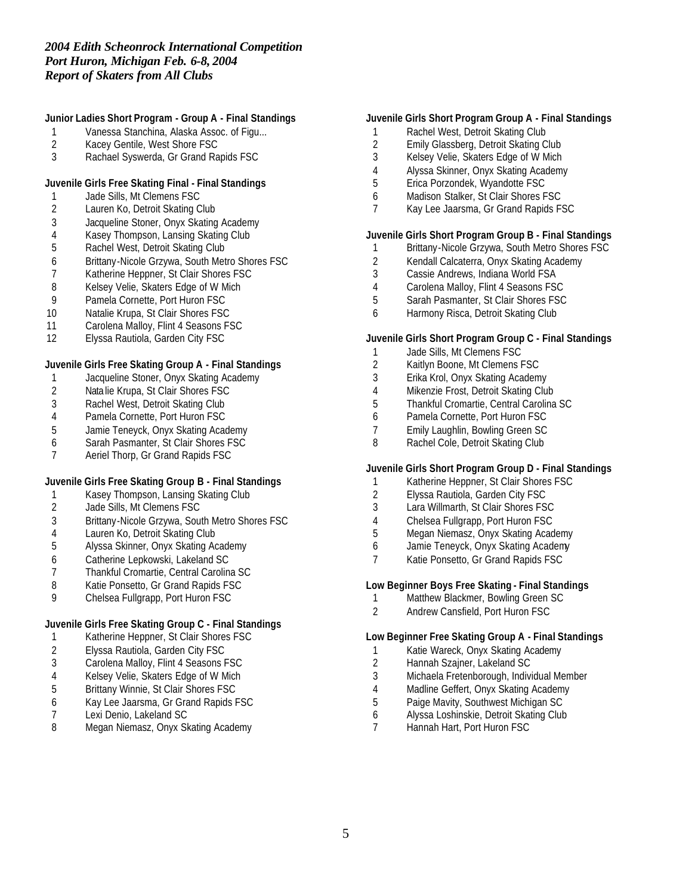*2004 Edith Scheonrock International Competition*
*Port Huron, Michigan Feb. 6-8, 2004*
*Report of Skaters from All Clubs*

**Junior Ladies Short Program - Group A - Final Standings**

1. Vanessa Stanchina, Alaska Assoc. of Figu...
2. Kacey Gentile, West Shore FSC
3. Rachael Syswerda, Gr Grand Rapids FSC

**Juvenile Girls Free Skating Final - Final Standings**

1. Jade Sills, Mt Clemens FSC
2. Lauren Ko, Detroit Skating Club
3. Jacqueline Stoner, Onyx Skating Academy
4. Kasey Thompson, Lansing Skating Club
5. Rachel West, Detroit Skating Club
6. Brittany-Nicole Grzywa, South Metro Shores FSC
7. Katherine Heppner, St Clair Shores FSC
8. Kelsey Velie, Skaters Edge of W Mich
9. Pamela Cornette, Port Huron FSC
10. Natalie Krupa, St Clair Shores FSC
11. Carolena Malloy, Flint 4 Seasons FSC
12. Elyssa Rautiola, Garden City FSC

**Juvenile Girls Free Skating Group A - Final Standings**

1. Jacqueline Stoner, Onyx Skating Academy
2. Natalie Krupa, St Clair Shores FSC
3. Rachel West, Detroit Skating Club
4. Pamela Cornette, Port Huron FSC
5. Jamie Teneyck, Onyx Skating Academy
6. Sarah Pasmanter, St Clair Shores FSC
7. Aeriel Thorp, Gr Grand Rapids FSC

**Juvenile Girls Free Skating Group B - Final Standings**

1. Kasey Thompson, Lansing Skating Club
2. Jade Sills, Mt Clemens FSC
3. Brittany-Nicole Grzywa, South Metro Shores FSC
4. Lauren Ko, Detroit Skating Club
5. Alyssa Skinner, Onyx Skating Academy
6. Catherine Lepkowski, Lakeland SC
7. Thankful Cromartie, Central Carolina SC
8. Katie Ponsetto, Gr Grand Rapids FSC
9. Chelsea Fullgrapp, Port Huron FSC

**Juvenile Girls Free Skating Group C - Final Standings**

1. Katherine Heppner, St Clair Shores FSC
2. Elyssa Rautiola, Garden City FSC
3. Carolena Malloy, Flint 4 Seasons FSC
4. Kelsey Velie, Skaters Edge of W Mich
5. Brittany Winnie, St Clair Shores FSC
6. Kay Lee Jaarsma, Gr Grand Rapids FSC
7. Lexi Denio, Lakeland SC
8. Megan Niemasz, Onyx Skating Academy

**Juvenile Girls Short Program Group A - Final Standings**

1. Rachel West, Detroit Skating Club
2. Emily Glassberg, Detroit Skating Club
3. Kelsey Velie, Skaters Edge of W Mich
4. Alyssa Skinner, Onyx Skating Academy
5. Erica Porzondek, Wyandotte FSC
6. Madison Stalker, St Clair Shores FSC
7. Kay Lee Jaarsma, Gr Grand Rapids FSC

**Juvenile Girls Short Program Group B - Final Standings**

1. Brittany-Nicole Grzywa, South Metro Shores FSC
2. Kendall Calcaterra, Onyx Skating Academy
3. Cassie Andrews, Indiana World FSA
4. Carolena Malloy, Flint 4 Seasons FSC
5. Sarah Pasmanter, St Clair Shores FSC
6. Harmony Risca, Detroit Skating Club

**Juvenile Girls Short Program Group C - Final Standings**

1. Jade Sills, Mt Clemens FSC
2. Kaitlyn Boone, Mt Clemens FSC
3. Erika Krol, Onyx Skating Academy
4. Mikenzie Frost, Detroit Skating Club
5. Thankful Cromartie, Central Carolina SC
6. Pamela Cornette, Port Huron FSC
7. Emily Laughlin, Bowling Green SC
8. Rachel Cole, Detroit Skating Club

**Juvenile Girls Short Program Group D - Final Standings**

1. Katherine Heppner, St Clair Shores FSC
2. Elyssa Rautiola, Garden City FSC
3. Lara Willmarth, St Clair Shores FSC
4. Chelsea Fullgrapp, Port Huron FSC
5. Megan Niemasz, Onyx Skating Academy
6. Jamie Teneyck, Onyx Skating Academy
7. Katie Ponsetto, Gr Grand Rapids FSC

**Low Beginner Boys Free Skating - Final Standings**

1. Matthew Blackmer, Bowling Green SC
2. Andrew Cansfield, Port Huron FSC

**Low Beginner Free Skating Group A - Final Standings**

1. Katie Wareck, Onyx Skating Academy
2. Hannah Szajner, Lakeland SC
3. Michaela Fretenborough, Individual Member
4. Madline Geffert, Onyx Skating Academy
5. Paige Mavity, Southwest Michigan SC
6. Alyssa Loshinskie, Detroit Skating Club
7. Hannah Hart, Port Huron FSC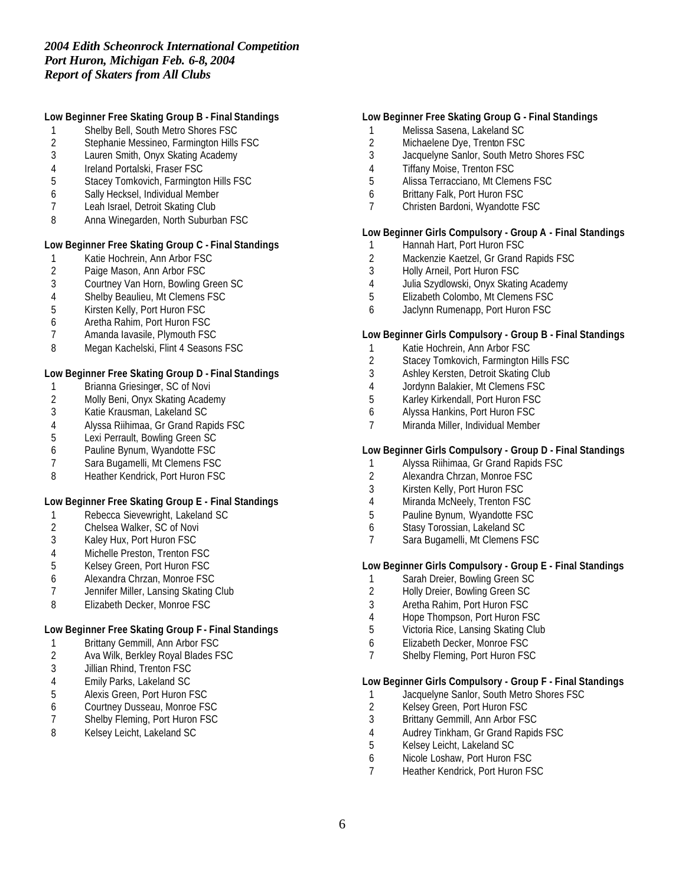*2004 Edith Scheonrock International Competition*
*Port Huron, Michigan Feb. 6-8, 2004*
*Report of Skaters from All Clubs*

**Low Beginner Free Skating Group B - Final Standings**

1 Shelby Bell, South Metro Shores FSC
2 Stephanie Messineo, Farmington Hills FSC
3 Lauren Smith, Onyx Skating Academy
4 Ireland Portalski, Fraser FSC
5 Stacey Tomkovich, Farmington Hills FSC
6 Sally Hecksel, Individual Member
7 Leah Israel, Detroit Skating Club
8 Anna Winegarden, North Suburban FSC

**Low Beginner Free Skating Group C - Final Standings**

1 Katie Hochrein, Ann Arbor FSC
2 Paige Mason, Ann Arbor FSC
3 Courtney Van Horn, Bowling Green SC
4 Shelby Beaulieu, Mt Clemens FSC
5 Kirsten Kelly, Port Huron FSC
6 Aretha Rahim, Port Huron FSC
7 Amanda Iavasile, Plymouth FSC
8 Megan Kachelski, Flint 4 Seasons FSC

**Low Beginner Free Skating Group D - Final Standings**

1 Brianna Griesinger, SC of Novi
2 Molly Beni, Onyx Skating Academy
3 Katie Krausman, Lakeland SC
4 Alyssa Riihimaa, Gr Grand Rapids FSC
5 Lexi Perrault, Bowling Green SC
6 Pauline Bynum, Wyandotte FSC
7 Sara Bugamelli, Mt Clemens FSC
8 Heather Kendrick, Port Huron FSC

**Low Beginner Free Skating Group E - Final Standings**

1 Rebecca Sievewright, Lakeland SC
2 Chelsea Walker, SC of Novi
3 Kaley Hux, Port Huron FSC
4 Michelle Preston, Trenton FSC
5 Kelsey Green, Port Huron FSC
6 Alexandra Chrzan, Monroe FSC
7 Jennifer Miller, Lansing Skating Club
8 Elizabeth Decker, Monroe FSC

**Low Beginner Free Skating Group F - Final Standings**

1 Brittany Gemmill, Ann Arbor FSC
2 Ava Wilk, Berkley Royal Blades FSC
3 Jillian Rhind, Trenton FSC
4 Emily Parks, Lakeland SC
5 Alexis Green, Port Huron FSC
6 Courtney Dusseau, Monroe FSC
7 Shelby Fleming, Port Huron FSC
8 Kelsey Leicht, Lakeland SC

**Low Beginner Free Skating Group G - Final Standings**

1 Melissa Sasena, Lakeland SC
2 Michaelene Dye, Trenton FSC
3 Jacquelyne Sanlor, South Metro Shores FSC
4 Tiffany Moise, Trenton FSC
5 Alissa Terracciano, Mt Clemens FSC
6 Brittany Falk, Port Huron FSC
7 Christen Bardoni, Wyandotte FSC

**Low Beginner Girls Compulsory - Group A - Final Standings**

1 Hannah Hart, Port Huron FSC
2 Mackenzie Kaetzel, Gr Grand Rapids FSC
3 Holly Arneil, Port Huron FSC
4 Julia Szydlowski, Onyx Skating Academy
5 Elizabeth Colombo, Mt Clemens FSC
6 Jaclynn Rumenapp, Port Huron FSC

**Low Beginner Girls Compulsory - Group B - Final Standings**

1 Katie Hochrein, Ann Arbor FSC
2 Stacey Tomkovich, Farmington Hills FSC
3 Ashley Kersten, Detroit Skating Club
4 Jordynn Balakier, Mt Clemens FSC
5 Karley Kirkendall, Port Huron FSC
6 Alyssa Hankins, Port Huron FSC
7 Miranda Miller, Individual Member

**Low Beginner Girls Compulsory - Group D - Final Standings**

1 Alyssa Riihimaa, Gr Grand Rapids FSC
2 Alexandra Chrzan, Monroe FSC
3 Kirsten Kelly, Port Huron FSC
4 Miranda McNeely, Trenton FSC
5 Pauline Bynum, Wyandotte FSC
6 Stasy Torossian, Lakeland SC
7 Sara Bugamelli, Mt Clemens FSC

**Low Beginner Girls Compulsory - Group E - Final Standings**

1 Sarah Dreier, Bowling Green SC
2 Holly Dreier, Bowling Green SC
3 Aretha Rahim, Port Huron FSC
4 Hope Thompson, Port Huron FSC
5 Victoria Rice, Lansing Skating Club
6 Elizabeth Decker, Monroe FSC
7 Shelby Fleming, Port Huron FSC

**Low Beginner Girls Compulsory - Group F - Final Standings**

1 Jacquelyne Sanlor, South Metro Shores FSC
2 Kelsey Green, Port Huron FSC
3 Brittany Gemmill, Ann Arbor FSC
4 Audrey Tinkham, Gr Grand Rapids FSC
5 Kelsey Leicht, Lakeland SC
6 Nicole Loshaw, Port Huron FSC
7 Heather Kendrick, Port Huron FSC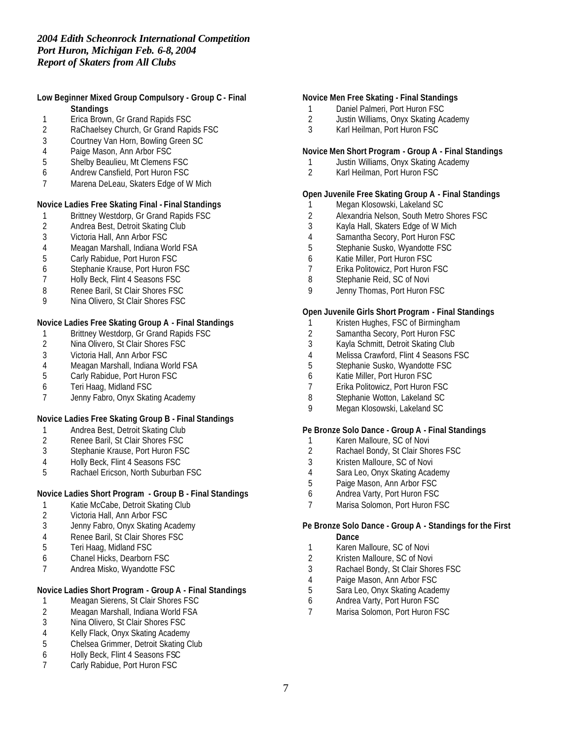*2004 Edith Scheonrock International Competition*
*Port Huron, Michigan Feb. 6-8, 2004*
*Report of Skaters from All Clubs*

**Low Beginner Mixed Group Compulsory - Group C - Final Standings**

1 Erica Brown, Gr Grand Rapids FSC
2 RaChaelsey Church, Gr Grand Rapids FSC
3 Courtney Van Horn, Bowling Green SC
4 Paige Mason, Ann Arbor FSC
5 Shelby Beaulieu, Mt Clemens FSC
6 Andrew Cansfield, Port Huron FSC
7 Marena DeLeau, Skaters Edge of W Mich

**Novice Ladies Free Skating Final - Final Standings**

1 Brittney Westdorp, Gr Grand Rapids FSC
2 Andrea Best, Detroit Skating Club
3 Victoria Hall, Ann Arbor FSC
4 Meagan Marshall, Indiana World FSA
5 Carly Rabidue, Port Huron FSC
6 Stephanie Krause, Port Huron FSC
7 Holly Beck, Flint 4 Seasons FSC
8 Renee Baril, St Clair Shores FSC
9 Nina Olivero, St Clair Shores FSC

**Novice Ladies Free Skating Group A - Final Standings**

1 Brittney Westdorp, Gr Grand Rapids FSC
2 Nina Olivero, St Clair Shores FSC
3 Victoria Hall, Ann Arbor FSC
4 Meagan Marshall, Indiana World FSA
5 Carly Rabidue, Port Huron FSC
6 Teri Haag, Midland FSC
7 Jenny Fabro, Onyx Skating Academy

**Novice Ladies Free Skating Group B - Final Standings**

1 Andrea Best, Detroit Skating Club
2 Renee Baril, St Clair Shores FSC
3 Stephanie Krause, Port Huron FSC
4 Holly Beck, Flint 4 Seasons FSC
5 Rachael Ericson, North Suburban FSC

**Novice Ladies Short Program - Group B - Final Standings**

1 Katie McCabe, Detroit Skating Club
2 Victoria Hall, Ann Arbor FSC
3 Jenny Fabro, Onyx Skating Academy
4 Renee Baril, St Clair Shores FSC
5 Teri Haag, Midland FSC
6 Chanel Hicks, Dearborn FSC
7 Andrea Misko, Wyandotte FSC

**Novice Ladies Short Program - Group A - Final Standings**

1 Meagan Sierens, St Clair Shores FSC
2 Meagan Marshall, Indiana World FSA
3 Nina Olivero, St Clair Shores FSC
4 Kelly Flack, Onyx Skating Academy
5 Chelsea Grimmer, Detroit Skating Club
6 Holly Beck, Flint 4 Seasons FSC
7 Carly Rabidue, Port Huron FSC

**Novice Men Free Skating - Final Standings**

1 Daniel Palmeri, Port Huron FSC
2 Justin Williams, Onyx Skating Academy
3 Karl Heilman, Port Huron FSC

**Novice Men Short Program - Group A - Final Standings**

1 Justin Williams, Onyx Skating Academy
2 Karl Heilman, Port Huron FSC

**Open Juvenile Free Skating Group A - Final Standings**

1 Megan Klosowski, Lakeland SC
2 Alexandria Nelson, South Metro Shores FSC
3 Kayla Hall, Skaters Edge of W Mich
4 Samantha Secory, Port Huron FSC
5 Stephanie Susko, Wyandotte FSC
6 Katie Miller, Port Huron FSC
7 Erika Politowicz, Port Huron FSC
8 Stephanie Reid, SC of Novi
9 Jenny Thomas, Port Huron FSC

**Open Juvenile Girls Short Program - Final Standings**

1 Kristen Hughes, FSC of Birmingham
2 Samantha Secory, Port Huron FSC
3 Kayla Schmitt, Detroit Skating Club
4 Melissa Crawford, Flint 4 Seasons FSC
5 Stephanie Susko, Wyandotte FSC
6 Katie Miller, Port Huron FSC
7 Erika Politowicz, Port Huron FSC
8 Stephanie Wotton, Lakeland SC
9 Megan Klosowski, Lakeland SC

**Pe Bronze Solo Dance - Group A - Final Standings**

1 Karen Malloure, SC of Novi
2 Rachael Bondy, St Clair Shores FSC
3 Kristen Malloure, SC of Novi
4 Sara Leo, Onyx Skating Academy
5 Paige Mason, Ann Arbor FSC
6 Andrea Varty, Port Huron FSC
7 Marisa Solomon, Port Huron FSC

**Pe Bronze Solo Dance - Group A - Standings for the First Dance**

1 Karen Malloure, SC of Novi
2 Kristen Malloure, SC of Novi
3 Rachael Bondy, St Clair Shores FSC
4 Paige Mason, Ann Arbor FSC
5 Sara Leo, Onyx Skating Academy
6 Andrea Varty, Port Huron FSC
7 Marisa Solomon, Port Huron FSC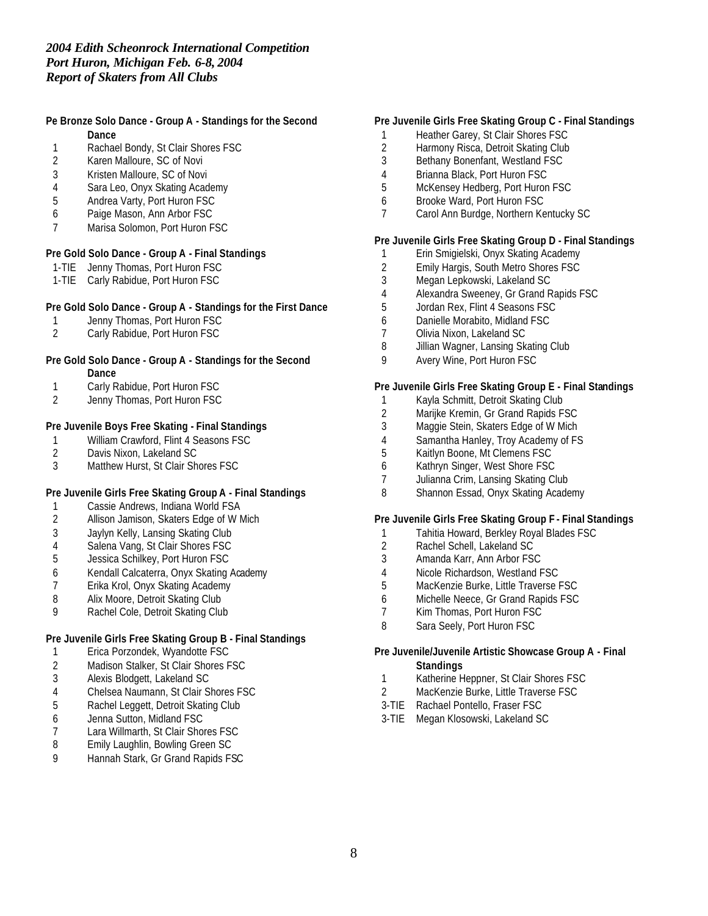*2004 Edith Scheonrock International Competition*
*Port Huron, Michigan Feb. 6-8, 2004*
*Report of Skaters from All Clubs*

**Pe Bronze Solo Dance - Group A - Standings for the Second Dance**

1 Rachael Bondy, St Clair Shores FSC
2 Karen Malloure, SC of Novi
3 Kristen Malloure, SC of Novi
4 Sara Leo, Onyx Skating Academy
5 Andrea Varty, Port Huron FSC
6 Paige Mason, Ann Arbor FSC
7 Marisa Solomon, Port Huron FSC

**Pre Gold Solo Dance - Group A - Final Standings**

1-TIE Jenny Thomas, Port Huron FSC
1-TIE Carly Rabidue, Port Huron FSC

**Pre Gold Solo Dance - Group A - Standings for the First Dance**

1 Jenny Thomas, Port Huron FSC
2 Carly Rabidue, Port Huron FSC

**Pre Gold Solo Dance - Group A - Standings for the Second Dance**

1 Carly Rabidue, Port Huron FSC
2 Jenny Thomas, Port Huron FSC

**Pre Juvenile Boys Free Skating - Final Standings**

1 William Crawford, Flint 4 Seasons FSC
2 Davis Nixon, Lakeland SC
3 Matthew Hurst, St Clair Shores FSC

**Pre Juvenile Girls Free Skating Group A - Final Standings**

1 Cassie Andrews, Indiana World FSA
2 Allison Jamison, Skaters Edge of W Mich
3 Jaylyn Kelly, Lansing Skating Club
4 Salena Vang, St Clair Shores FSC
5 Jessica Schilkey, Port Huron FSC
6 Kendall Calcaterra, Onyx Skating Academy
7 Erika Krol, Onyx Skating Academy
8 Alix Moore, Detroit Skating Club
9 Rachel Cole, Detroit Skating Club

**Pre Juvenile Girls Free Skating Group B - Final Standings**

1 Erica Porzondek, Wyandotte FSC
2 Madison Stalker, St Clair Shores FSC
3 Alexis Blodgett, Lakeland SC
4 Chelsea Naumann, St Clair Shores FSC
5 Rachel Leggett, Detroit Skating Club
6 Jenna Sutton, Midland FSC
7 Lara Willmarth, St Clair Shores FSC
8 Emily Laughlin, Bowling Green SC
9 Hannah Stark, Gr Grand Rapids FSC

**Pre Juvenile Girls Free Skating Group C - Final Standings**

1 Heather Garey, St Clair Shores FSC
2 Harmony Risca, Detroit Skating Club
3 Bethany Bonenfant, Westland FSC
4 Brianna Black, Port Huron FSC
5 McKensey Hedberg, Port Huron FSC
6 Brooke Ward, Port Huron FSC
7 Carol Ann Burdge, Northern Kentucky SC

**Pre Juvenile Girls Free Skating Group D - Final Standings**

1 Erin Smigielski, Onyx Skating Academy
2 Emily Hargis, South Metro Shores FSC
3 Megan Lepkowski, Lakeland SC
4 Alexandra Sweeney, Gr Grand Rapids FSC
5 Jordan Rex, Flint 4 Seasons FSC
6 Danielle Morabito, Midland FSC
7 Olivia Nixon, Lakeland SC
8 Jillian Wagner, Lansing Skating Club
9 Avery Wine, Port Huron FSC

**Pre Juvenile Girls Free Skating Group E - Final Standings**

1 Kayla Schmitt, Detroit Skating Club
2 Marijke Kremin, Gr Grand Rapids FSC
3 Maggie Stein, Skaters Edge of W Mich
4 Samantha Hanley, Troy Academy of FS
5 Kaitlyn Boone, Mt Clemens FSC
6 Kathryn Singer, West Shore FSC
7 Julianna Crim, Lansing Skating Club
8 Shannon Essad, Onyx Skating Academy

**Pre Juvenile Girls Free Skating Group F - Final Standings**

1 Tahitia Howard, Berkley Royal Blades FSC
2 Rachel Schell, Lakeland SC
3 Amanda Karr, Ann Arbor FSC
4 Nicole Richardson, Westland FSC
5 MacKenzie Burke, Little Traverse FSC
6 Michelle Neece, Gr Grand Rapids FSC
7 Kim Thomas, Port Huron FSC
8 Sara Seely, Port Huron FSC

**Pre Juvenile/Juvenile Artistic Showcase Group A - Final Standings**

1 Katherine Heppner, St Clair Shores FSC
2 MacKenzie Burke, Little Traverse FSC
3-TIE Rachael Pontello, Fraser FSC
3-TIE Megan Klosowski, Lakeland SC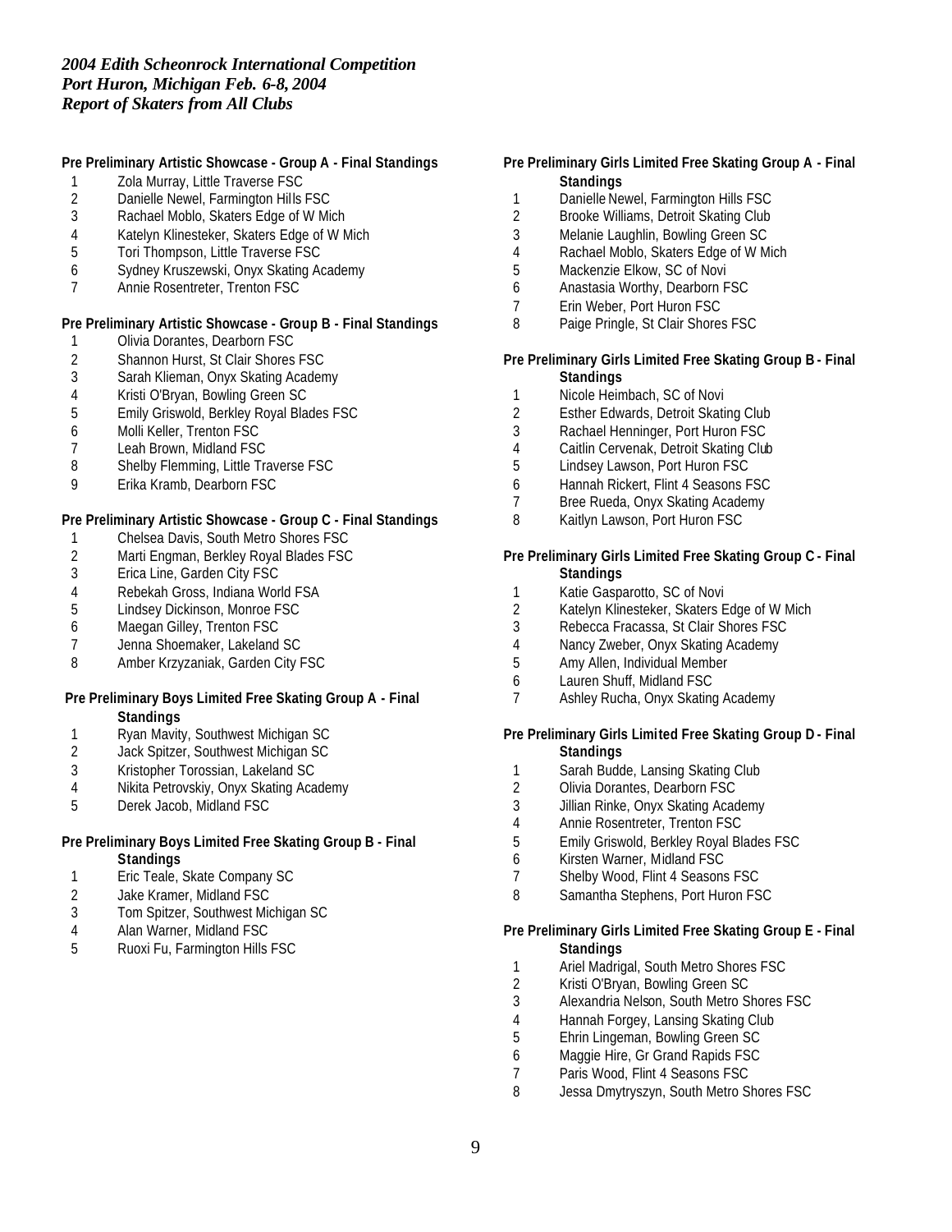*2004 Edith Scheonrock International Competition*
*Port Huron, Michigan Feb. 6-8, 2004*
*Report of Skaters from All Clubs*

**Pre Preliminary Artistic Showcase - Group A - Final Standings**

1 Zola Murray, Little Traverse FSC
2 Danielle Newel, Farmington Hills FSC
3 Rachael Moblo, Skaters Edge of W Mich
4 Katelyn Klinesteker, Skaters Edge of W Mich
5 Tori Thompson, Little Traverse FSC
6 Sydney Kruszewski, Onyx Skating Academy
7 Annie Rosentreter, Trenton FSC

**Pre Preliminary Artistic Showcase - Group B - Final Standings**

1 Olivia Dorantes, Dearborn FSC
2 Shannon Hurst, St Clair Shores FSC
3 Sarah Klieman, Onyx Skating Academy
4 Kristi O'Bryan, Bowling Green SC
5 Emily Griswold, Berkley Royal Blades FSC
6 Molli Keller, Trenton FSC
7 Leah Brown, Midland FSC
8 Shelby Flemming, Little Traverse FSC
9 Erika Kramb, Dearborn FSC

**Pre Preliminary Artistic Showcase - Group C - Final Standings**

1 Chelsea Davis, South Metro Shores FSC
2 Marti Engman, Berkley Royal Blades FSC
3 Erica Line, Garden City FSC
4 Rebekah Gross, Indiana World FSA
5 Lindsey Dickinson, Monroe FSC
6 Maegan Gilley, Trenton FSC
7 Jenna Shoemaker, Lakeland SC
8 Amber Krzyzaniak, Garden City FSC

**Pre Preliminary Boys Limited Free Skating Group A - Final Standings**

1 Ryan Mavity, Southwest Michigan SC
2 Jack Spitzer, Southwest Michigan SC
3 Kristopher Torossian, Lakeland SC
4 Nikita Petrovskiy, Onyx Skating Academy
5 Derek Jacob, Midland FSC

**Pre Preliminary Boys Limited Free Skating Group B - Final Standings**

1 Eric Teale, Skate Company SC
2 Jake Kramer, Midland FSC
3 Tom Spitzer, Southwest Michigan SC
4 Alan Warner, Midland FSC
5 Ruoxi Fu, Farmington Hills FSC

**Pre Preliminary Girls Limited Free Skating Group A - Final Standings**

1 Danielle Newel, Farmington Hills FSC
2 Brooke Williams, Detroit Skating Club
3 Melanie Laughlin, Bowling Green SC
4 Rachael Moblo, Skaters Edge of W Mich
5 Mackenzie Elkow, SC of Novi
6 Anastasia Worthy, Dearborn FSC
7 Erin Weber, Port Huron FSC
8 Paige Pringle, St Clair Shores FSC

**Pre Preliminary Girls Limited Free Skating Group B - Final Standings**

1 Nicole Heimbach, SC of Novi
2 Esther Edwards, Detroit Skating Club
3 Rachael Henninger, Port Huron FSC
4 Caitlin Cervenak, Detroit Skating Club
5 Lindsey Lawson, Port Huron FSC
6 Hannah Rickert, Flint 4 Seasons FSC
7 Bree Rueda, Onyx Skating Academy
8 Kaitlyn Lawson, Port Huron FSC

**Pre Preliminary Girls Limited Free Skating Group C - Final Standings**

1 Katie Gasparotto, SC of Novi
2 Katelyn Klinesteker, Skaters Edge of W Mich
3 Rebecca Fracassa, St Clair Shores FSC
4 Nancy Zweber, Onyx Skating Academy
5 Amy Allen, Individual Member
6 Lauren Shuff, Midland FSC
7 Ashley Rucha, Onyx Skating Academy

**Pre Preliminary Girls Limited Free Skating Group D - Final Standings**

1 Sarah Budde, Lansing Skating Club
2 Olivia Dorantes, Dearborn FSC
3 Jillian Rinke, Onyx Skating Academy
4 Annie Rosentreter, Trenton FSC
5 Emily Griswold, Berkley Royal Blades FSC
6 Kirsten Warner, Midland FSC
7 Shelby Wood, Flint 4 Seasons FSC
8 Samantha Stephens, Port Huron FSC

**Pre Preliminary Girls Limited Free Skating Group E - Final Standings**

1 Ariel Madrigal, South Metro Shores FSC
2 Kristi O'Bryan, Bowling Green SC
3 Alexandria Nelson, South Metro Shores FSC
4 Hannah Forgey, Lansing Skating Club
5 Ehrin Lingeman, Bowling Green SC
6 Maggie Hire, Gr Grand Rapids FSC
7 Paris Wood, Flint 4 Seasons FSC
8 Jessa Dmytryszyn, South Metro Shores FSC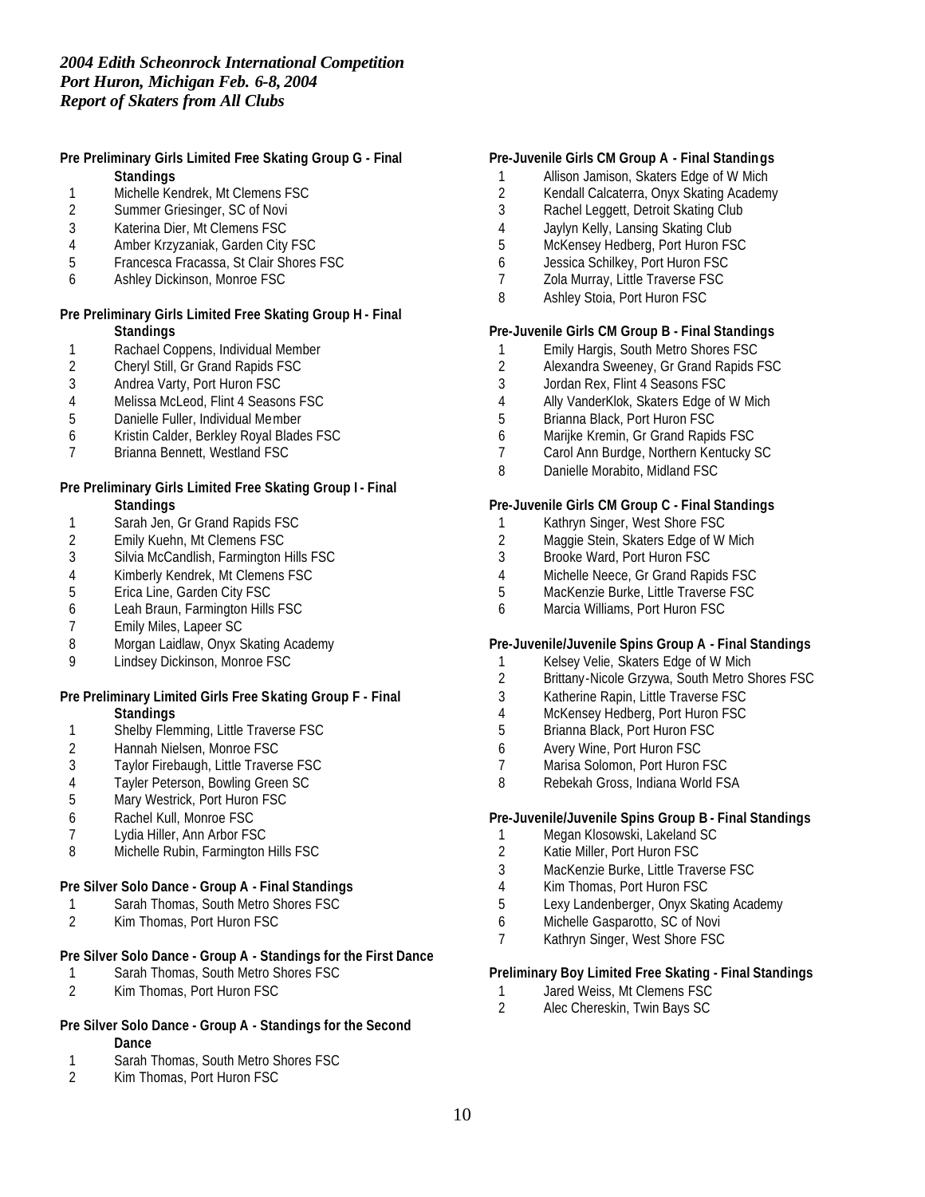*2004 Edith Scheonrock International Competition*
*Port Huron, Michigan Feb. 6-8, 2004*
*Report of Skaters from All Clubs*

**Pre Preliminary Girls Limited Free Skating Group G - Final Standings**

1. Michelle Kendrek, Mt Clemens FSC
2. Summer Griesinger, SC of Novi
3. Katerina Dier, Mt Clemens FSC
4. Amber Krzyzaniak, Garden City FSC
5. Francesca Fracassa, St Clair Shores FSC
6. Ashley Dickinson, Monroe FSC

**Pre Preliminary Girls Limited Free Skating Group H - Final Standings**

1. Rachael Coppens, Individual Member
2. Cheryl Still, Gr Grand Rapids FSC
3. Andrea Varty, Port Huron FSC
4. Melissa McLeod, Flint 4 Seasons FSC
5. Danielle Fuller, Individual Member
6. Kristin Calder, Berkley Royal Blades FSC
7. Brianna Bennett, Westland FSC

**Pre Preliminary Girls Limited Free Skating Group I - Final Standings**

1. Sarah Jen, Gr Grand Rapids FSC
2. Emily Kuehn, Mt Clemens FSC
3. Silvia McCandlish, Farmington Hills FSC
4. Kimberly Kendrek, Mt Clemens FSC
5. Erica Line, Garden City FSC
6. Leah Braun, Farmington Hills FSC
7. Emily Miles, Lapeer SC
8. Morgan Laidlaw, Onyx Skating Academy
9. Lindsey Dickinson, Monroe FSC

**Pre Preliminary Limited Girls Free Skating Group F - Final Standings**

1. Shelby Flemming, Little Traverse FSC
2. Hannah Nielsen, Monroe FSC
3. Taylor Firebaugh, Little Traverse FSC
4. Tayler Peterson, Bowling Green SC
5. Mary Westrick, Port Huron FSC
6. Rachel Kull, Monroe FSC
7. Lydia Hiller, Ann Arbor FSC
8. Michelle Rubin, Farmington Hills FSC

**Pre Silver Solo Dance - Group A - Final Standings**

1. Sarah Thomas, South Metro Shores FSC
2. Kim Thomas, Port Huron FSC

**Pre Silver Solo Dance - Group A - Standings for the First Dance**

1. Sarah Thomas, South Metro Shores FSC
2. Kim Thomas, Port Huron FSC

**Pre Silver Solo Dance - Group A - Standings for the Second Dance**

1. Sarah Thomas, South Metro Shores FSC
2. Kim Thomas, Port Huron FSC

**Pre-Juvenile Girls CM Group A - Final Standings**

1. Allison Jamison, Skaters Edge of W Mich
2. Kendall Calcaterra, Onyx Skating Academy
3. Rachel Leggett, Detroit Skating Club
4. Jaylyn Kelly, Lansing Skating Club
5. McKensey Hedberg, Port Huron FSC
6. Jessica Schilkey, Port Huron FSC
7. Zola Murray, Little Traverse FSC
8. Ashley Stoia, Port Huron FSC

**Pre-Juvenile Girls CM Group B - Final Standings**

1. Emily Hargis, South Metro Shores FSC
2. Alexandra Sweeney, Gr Grand Rapids FSC
3. Jordan Rex, Flint 4 Seasons FSC
4. Ally VanderKlok, Skaters Edge of W Mich
5. Brianna Black, Port Huron FSC
6. Marijke Kremin, Gr Grand Rapids FSC
7. Carol Ann Burdge, Northern Kentucky SC
8. Danielle Morabito, Midland FSC

**Pre-Juvenile Girls CM Group C - Final Standings**

1. Kathryn Singer, West Shore FSC
2. Maggie Stein, Skaters Edge of W Mich
3. Brooke Ward, Port Huron FSC
4. Michelle Neece, Gr Grand Rapids FSC
5. MacKenzie Burke, Little Traverse FSC
6. Marcia Williams, Port Huron FSC

**Pre-Juvenile/Juvenile Spins Group A - Final Standings**

1. Kelsey Velie, Skaters Edge of W Mich
2. Brittany-Nicole Grzywa, South Metro Shores FSC
3. Katherine Rapin, Little Traverse FSC
4. McKensey Hedberg, Port Huron FSC
5. Brianna Black, Port Huron FSC
6. Avery Wine, Port Huron FSC
7. Marisa Solomon, Port Huron FSC
8. Rebekah Gross, Indiana World FSA

**Pre-Juvenile/Juvenile Spins Group B - Final Standings**

1. Megan Klosowski, Lakeland SC
2. Katie Miller, Port Huron FSC
3. MacKenzie Burke, Little Traverse FSC
4. Kim Thomas, Port Huron FSC
5. Lexy Landenberger, Onyx Skating Academy
6. Michelle Gasparotto, SC of Novi
7. Kathryn Singer, West Shore FSC

**Preliminary Boy Limited Free Skating - Final Standings**

1. Jared Weiss, Mt Clemens FSC
2. Alec Chereskin, Twin Bays SC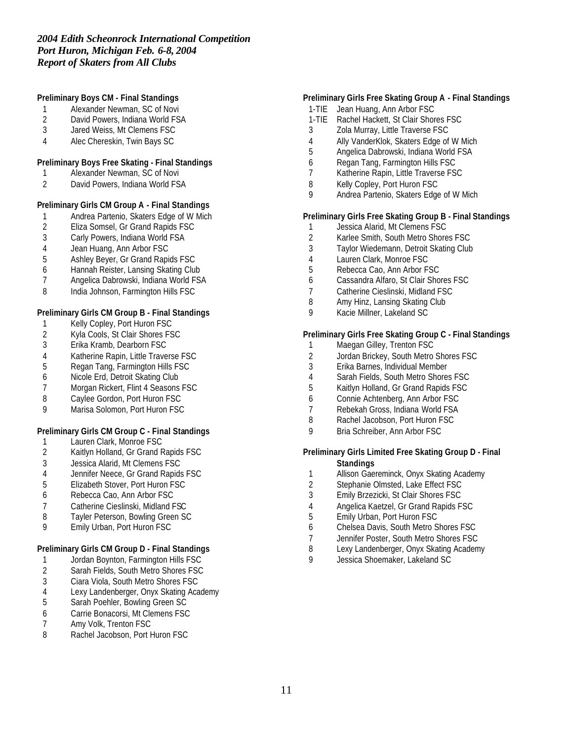*2004 Edith Scheonrock International Competition*
*Port Huron, Michigan Feb. 6-8, 2004*
*Report of Skaters from All Clubs*

**Preliminary Boys CM - Final Standings**

1 Alexander Newman, SC of Novi
2 David Powers, Indiana World FSA
3 Jared Weiss, Mt Clemens FSC
4 Alec Chereskin, Twin Bays SC

**Preliminary Boys Free Skating - Final Standings**

1 Alexander Newman, SC of Novi
2 David Powers, Indiana World FSA

**Preliminary Girls CM Group A - Final Standings**

1 Andrea Partenio, Skaters Edge of W Mich
2 Eliza Somsel, Gr Grand Rapids FSC
3 Carly Powers, Indiana World FSA
4 Jean Huang, Ann Arbor FSC
5 Ashley Beyer, Gr Grand Rapids FSC
6 Hannah Reister, Lansing Skating Club
7 Angelica Dabrowski, Indiana World FSA
8 India Johnson, Farmington Hills FSC

**Preliminary Girls CM Group B - Final Standings**

1 Kelly Copley, Port Huron FSC
2 Kyla Cools, St Clair Shores FSC
3 Erika Kramb, Dearborn FSC
4 Katherine Rapin, Little Traverse FSC
5 Regan Tang, Farmington Hills FSC
6 Nicole Erd, Detroit Skating Club
7 Morgan Rickert, Flint 4 Seasons FSC
8 Caylee Gordon, Port Huron FSC
9 Marisa Solomon, Port Huron FSC

**Preliminary Girls CM Group C - Final Standings**

1 Lauren Clark, Monroe FSC
2 Kaitlyn Holland, Gr Grand Rapids FSC
3 Jessica Alarid, Mt Clemens FSC
4 Jennifer Neece, Gr Grand Rapids FSC
5 Elizabeth Stover, Port Huron FSC
6 Rebecca Cao, Ann Arbor FSC
7 Catherine Cieslinski, Midland FSC
8 Tayler Peterson, Bowling Green SC
9 Emily Urban, Port Huron FSC

**Preliminary Girls CM Group D - Final Standings**

1 Jordan Boynton, Farmington Hills FSC
2 Sarah Fields, South Metro Shores FSC
3 Ciara Viola, South Metro Shores FSC
4 Lexy Landenberger, Onyx Skating Academy
5 Sarah Poehler, Bowling Green SC
6 Carrie Bonacorsi, Mt Clemens FSC
7 Amy Volk, Trenton FSC
8 Rachel Jacobson, Port Huron FSC

**Preliminary Girls Free Skating Group A - Final Standings**

1-TIE Jean Huang, Ann Arbor FSC
1-TIE Rachel Hackett, St Clair Shores FSC
3 Zola Murray, Little Traverse FSC
4 Ally VanderKlok, Skaters Edge of W Mich
5 Angelica Dabrowski, Indiana World FSA
6 Regan Tang, Farmington Hills FSC
7 Katherine Rapin, Little Traverse FSC
8 Kelly Copley, Port Huron FSC
9 Andrea Partenio, Skaters Edge of W Mich

**Preliminary Girls Free Skating Group B - Final Standings**

1 Jessica Alarid, Mt Clemens FSC
2 Karlee Smith, South Metro Shores FSC
3 Taylor Wiedemann, Detroit Skating Club
4 Lauren Clark, Monroe FSC
5 Rebecca Cao, Ann Arbor FSC
6 Cassandra Alfaro, St Clair Shores FSC
7 Catherine Cieslinski, Midland FSC
8 Amy Hinz, Lansing Skating Club
9 Kacie Millner, Lakeland SC

**Preliminary Girls Free Skating Group C - Final Standings**

1 Maegan Gilley, Trenton FSC
2 Jordan Brickey, South Metro Shores FSC
3 Erika Barnes, Individual Member
4 Sarah Fields, South Metro Shores FSC
5 Kaitlyn Holland, Gr Grand Rapids FSC
6 Connie Achtenberg, Ann Arbor FSC
7 Rebekah Gross, Indiana World FSA
8 Rachel Jacobson, Port Huron FSC
9 Bria Schreiber, Ann Arbor FSC

**Preliminary Girls Limited Free Skating Group D - Final Standings**

1 Allison Gaereminck, Onyx Skating Academy
2 Stephanie Olmsted, Lake Effect FSC
3 Emily Brzezicki, St Clair Shores FSC
4 Angelica Kaetzel, Gr Grand Rapids FSC
5 Emily Urban, Port Huron FSC
6 Chelsea Davis, South Metro Shores FSC
7 Jennifer Poster, South Metro Shores FSC
8 Lexy Landenberger, Onyx Skating Academy
9 Jessica Shoemaker, Lakeland SC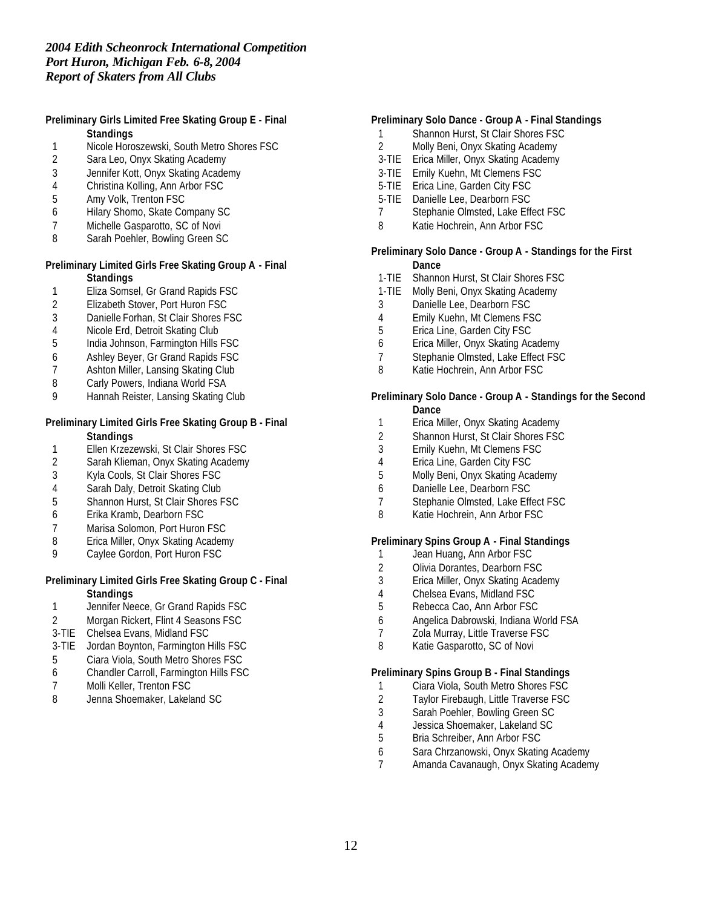*2004 Edith Scheonrock International Competition*
*Port Huron, Michigan Feb. 6-8, 2004*
*Report of Skaters from All Clubs*

**Preliminary Girls Limited Free Skating Group E - Final Standings**

1 Nicole Horoszewski, South Metro Shores FSC
2 Sara Leo, Onyx Skating Academy
3 Jennifer Kott, Onyx Skating Academy
4 Christina Kolling, Ann Arbor FSC
5 Amy Volk, Trenton FSC
6 Hilary Shomo, Skate Company SC
7 Michelle Gasparotto, SC of Novi
8 Sarah Poehler, Bowling Green SC

**Preliminary Limited Girls Free Skating Group A - Final Standings**

1 Eliza Somsel, Gr Grand Rapids FSC
2 Elizabeth Stover, Port Huron FSC
3 Danielle Forhan, St Clair Shores FSC
4 Nicole Erd, Detroit Skating Club
5 India Johnson, Farmington Hills FSC
6 Ashley Beyer, Gr Grand Rapids FSC
7 Ashton Miller, Lansing Skating Club
8 Carly Powers, Indiana World FSA
9 Hannah Reister, Lansing Skating Club

**Preliminary Limited Girls Free Skating Group B - Final Standings**

1 Ellen Krzezewski, St Clair Shores FSC
2 Sarah Klieman, Onyx Skating Academy
3 Kyla Cools, St Clair Shores FSC
4 Sarah Daly, Detroit Skating Club
5 Shannon Hurst, St Clair Shores FSC
6 Erika Kramb, Dearborn FSC
7 Marisa Solomon, Port Huron FSC
8 Erica Miller, Onyx Skating Academy
9 Caylee Gordon, Port Huron FSC

**Preliminary Limited Girls Free Skating Group C - Final Standings**

1 Jennifer Neece, Gr Grand Rapids FSC
2 Morgan Rickert, Flint 4 Seasons FSC
3-TIE Chelsea Evans, Midland FSC
3-TIE Jordan Boynton, Farmington Hills FSC
5 Ciara Viola, South Metro Shores FSC
6 Chandler Carroll, Farmington Hills FSC
7 Molli Keller, Trenton FSC
8 Jenna Shoemaker, Lakeland SC

**Preliminary Solo Dance - Group A - Final Standings**

1 Shannon Hurst, St Clair Shores FSC
2 Molly Beni, Onyx Skating Academy
3-TIE Erica Miller, Onyx Skating Academy
3-TIE Emily Kuehn, Mt Clemens FSC
5-TIE Erica Line, Garden City FSC
5-TIE Danielle Lee, Dearborn FSC
7 Stephanie Olmsted, Lake Effect FSC
8 Katie Hochrein, Ann Arbor FSC

**Preliminary Solo Dance - Group A - Standings for the First Dance**

1-TIE Shannon Hurst, St Clair Shores FSC
1-TIE Molly Beni, Onyx Skating Academy
3 Danielle Lee, Dearborn FSC
4 Emily Kuehn, Mt Clemens FSC
5 Erica Line, Garden City FSC
6 Erica Miller, Onyx Skating Academy
7 Stephanie Olmsted, Lake Effect FSC
8 Katie Hochrein, Ann Arbor FSC

**Preliminary Solo Dance - Group A - Standings for the Second Dance**

1 Erica Miller, Onyx Skating Academy
2 Shannon Hurst, St Clair Shores FSC
3 Emily Kuehn, Mt Clemens FSC
4 Erica Line, Garden City FSC
5 Molly Beni, Onyx Skating Academy
6 Danielle Lee, Dearborn FSC
7 Stephanie Olmsted, Lake Effect FSC
8 Katie Hochrein, Ann Arbor FSC

**Preliminary Spins Group A - Final Standings**

1 Jean Huang, Ann Arbor FSC
2 Olivia Dorantes, Dearborn FSC
3 Erica Miller, Onyx Skating Academy
4 Chelsea Evans, Midland FSC
5 Rebecca Cao, Ann Arbor FSC
6 Angelica Dabrowski, Indiana World FSA
7 Zola Murray, Little Traverse FSC
8 Katie Gasparotto, SC of Novi

**Preliminary Spins Group B - Final Standings**

1 Ciara Viola, South Metro Shores FSC
2 Taylor Firebaugh, Little Traverse FSC
3 Sarah Poehler, Bowling Green SC
4 Jessica Shoemaker, Lakeland SC
5 Bria Schreiber, Ann Arbor FSC
6 Sara Chrzanowski, Onyx Skating Academy
7 Amanda Cavanaugh, Onyx Skating Academy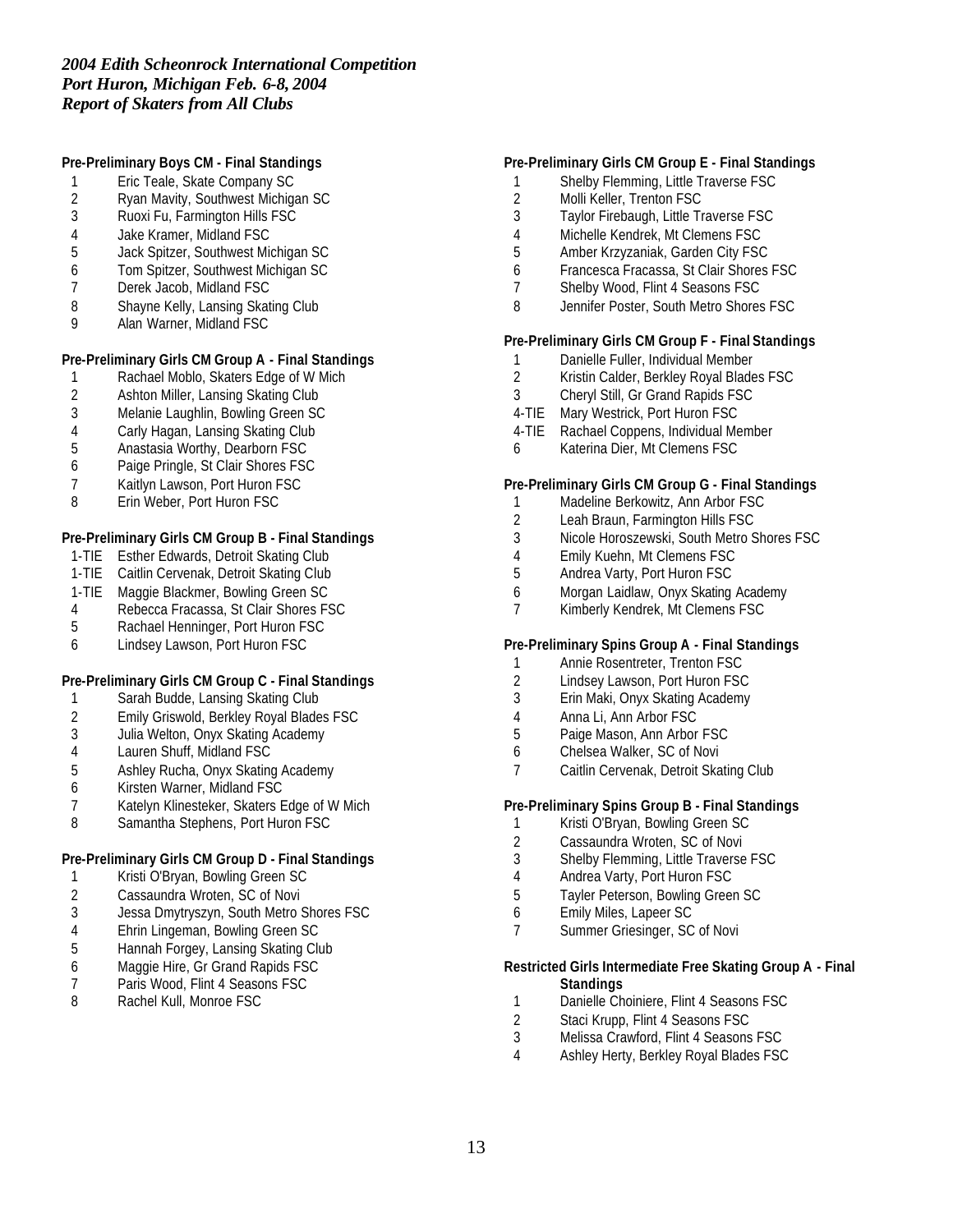*2004 Edith Scheonrock International Competition*
*Port Huron, Michigan Feb. 6-8, 2004*
*Report of Skaters from All Clubs*

**Pre-Preliminary Boys CM - Final Standings**

1 Eric Teale, Skate Company SC
2 Ryan Mavity, Southwest Michigan SC
3 Ruoxi Fu, Farmington Hills FSC
4 Jake Kramer, Midland FSC
5 Jack Spitzer, Southwest Michigan SC
6 Tom Spitzer, Southwest Michigan SC
7 Derek Jacob, Midland FSC
8 Shayne Kelly, Lansing Skating Club
9 Alan Warner, Midland FSC

**Pre-Preliminary Girls CM Group A - Final Standings**

1 Rachael Moblo, Skaters Edge of W Mich
2 Ashton Miller, Lansing Skating Club
3 Melanie Laughlin, Bowling Green SC
4 Carly Hagan, Lansing Skating Club
5 Anastasia Worthy, Dearborn FSC
6 Paige Pringle, St Clair Shores FSC
7 Kaitlyn Lawson, Port Huron FSC
8 Erin Weber, Port Huron FSC

**Pre-Preliminary Girls CM Group B - Final Standings**

1-TIE Esther Edwards, Detroit Skating Club
1-TIE Caitlin Cervenak, Detroit Skating Club
1-TIE Maggie Blackmer, Bowling Green SC
4 Rebecca Fracassa, St Clair Shores FSC
5 Rachael Henninger, Port Huron FSC
6 Lindsey Lawson, Port Huron FSC

**Pre-Preliminary Girls CM Group C - Final Standings**

1 Sarah Budde, Lansing Skating Club
2 Emily Griswold, Berkley Royal Blades FSC
3 Julia Welton, Onyx Skating Academy
4 Lauren Shuff, Midland FSC
5 Ashley Rucha, Onyx Skating Academy
6 Kirsten Warner, Midland FSC
7 Katelyn Klinesteker, Skaters Edge of W Mich
8 Samantha Stephens, Port Huron FSC

**Pre-Preliminary Girls CM Group D - Final Standings**

1 Kristi O'Bryan, Bowling Green SC
2 Cassaundra Wroten, SC of Novi
3 Jessa Dmytryszyn, South Metro Shores FSC
4 Ehrin Lingeman, Bowling Green SC
5 Hannah Forgey, Lansing Skating Club
6 Maggie Hire, Gr Grand Rapids FSC
7 Paris Wood, Flint 4 Seasons FSC
8 Rachel Kull, Monroe FSC

**Pre-Preliminary Girls CM Group E - Final Standings**

1 Shelby Flemming, Little Traverse FSC
2 Molli Keller, Trenton FSC
3 Taylor Firebaugh, Little Traverse FSC
4 Michelle Kendrek, Mt Clemens FSC
5 Amber Krzyzaniak, Garden City FSC
6 Francesca Fracassa, St Clair Shores FSC
7 Shelby Wood, Flint 4 Seasons FSC
8 Jennifer Poster, South Metro Shores FSC

**Pre-Preliminary Girls CM Group F - Final Standings**

1 Danielle Fuller, Individual Member
2 Kristin Calder, Berkley Royal Blades FSC
3 Cheryl Still, Gr Grand Rapids FSC
4-TIE Mary Westrick, Port Huron FSC
4-TIE Rachael Coppens, Individual Member
6 Katerina Dier, Mt Clemens FSC

**Pre-Preliminary Girls CM Group G - Final Standings**

1 Madeline Berkowitz, Ann Arbor FSC
2 Leah Braun, Farmington Hills FSC
3 Nicole Horoszewski, South Metro Shores FSC
4 Emily Kuehn, Mt Clemens FSC
5 Andrea Varty, Port Huron FSC
6 Morgan Laidlaw, Onyx Skating Academy
7 Kimberly Kendrek, Mt Clemens FSC

**Pre-Preliminary Spins Group A - Final Standings**

1 Annie Rosentreter, Trenton FSC
2 Lindsey Lawson, Port Huron FSC
3 Erin Maki, Onyx Skating Academy
4 Anna Li, Ann Arbor FSC
5 Paige Mason, Ann Arbor FSC
6 Chelsea Walker, SC of Novi
7 Caitlin Cervenak, Detroit Skating Club

**Pre-Preliminary Spins Group B - Final Standings**

1 Kristi O'Bryan, Bowling Green SC
2 Cassaundra Wroten, SC of Novi
3 Shelby Flemming, Little Traverse FSC
4 Andrea Varty, Port Huron FSC
5 Tayler Peterson, Bowling Green SC
6 Emily Miles, Lapeer SC
7 Summer Griesinger, SC of Novi

**Restricted Girls Intermediate Free Skating Group A - Final Standings**

1 Danielle Choiniere, Flint 4 Seasons FSC
2 Staci Krupp, Flint 4 Seasons FSC
3 Melissa Crawford, Flint 4 Seasons FSC
4 Ashley Herty, Berkley Royal Blades FSC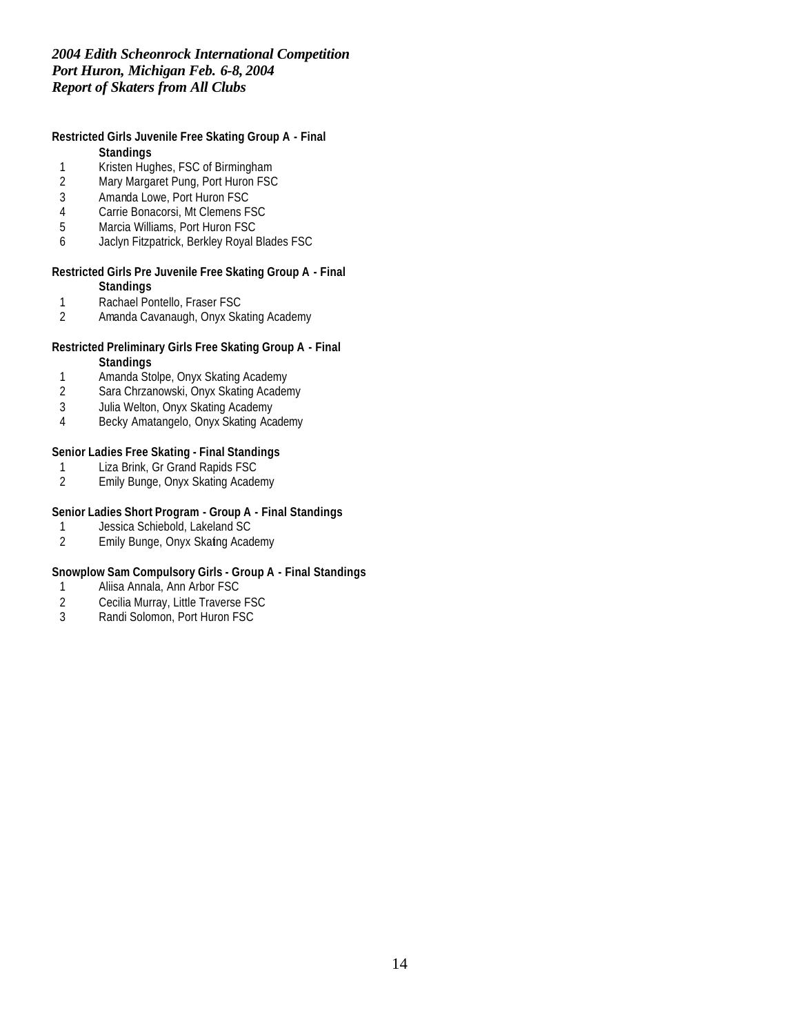*2004 Edith Scheonrock International Competition*
*Port Huron, Michigan Feb. 6-8, 2004*
*Report of Skaters from All Clubs*

**Restricted Girls Juvenile Free Skating Group A - Final Standings**

1. Kristen Hughes, FSC of Birmingham
2. Mary Margaret Pung, Port Huron FSC
3. Amanda Lowe, Port Huron FSC
4. Carrie Bonacorsi, Mt Clemens FSC
5. Marcia Williams, Port Huron FSC
6. Jaclyn Fitzpatrick, Berkley Royal Blades FSC

**Restricted Girls Pre Juvenile Free Skating Group A - Final Standings**

1. Rachael Pontello, Fraser FSC
2. Amanda Cavanaugh, Onyx Skating Academy

**Restricted Preliminary Girls Free Skating Group A - Final Standings**

1. Amanda Stolpe, Onyx Skating Academy
2. Sara Chrzanowski, Onyx Skating Academy
3. Julia Welton, Onyx Skating Academy
4. Becky Amatangelo, Onyx Skating Academy

**Senior Ladies Free Skating - Final Standings**

1. Liza Brink, Gr Grand Rapids FSC
2. Emily Bunge, Onyx Skating Academy

**Senior Ladies Short Program - Group A - Final Standings**

1. Jessica Schiebold, Lakeland SC
2. Emily Bunge, Onyx Skating Academy

**Snowplow Sam Compulsory Girls - Group A - Final Standings**

1. Aliisa Annala, Ann Arbor FSC
2. Cecilia Murray, Little Traverse FSC
3. Randi Solomon, Port Huron FSC